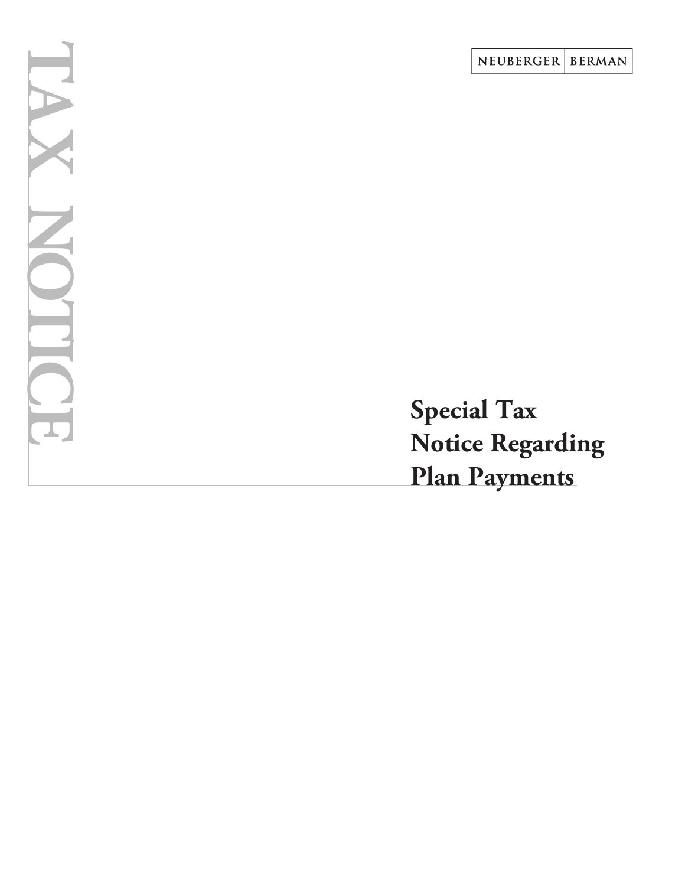NEUBERGER | BERMAN

TAX NOTICE

# Special Tax Notice Regarding Plan Payments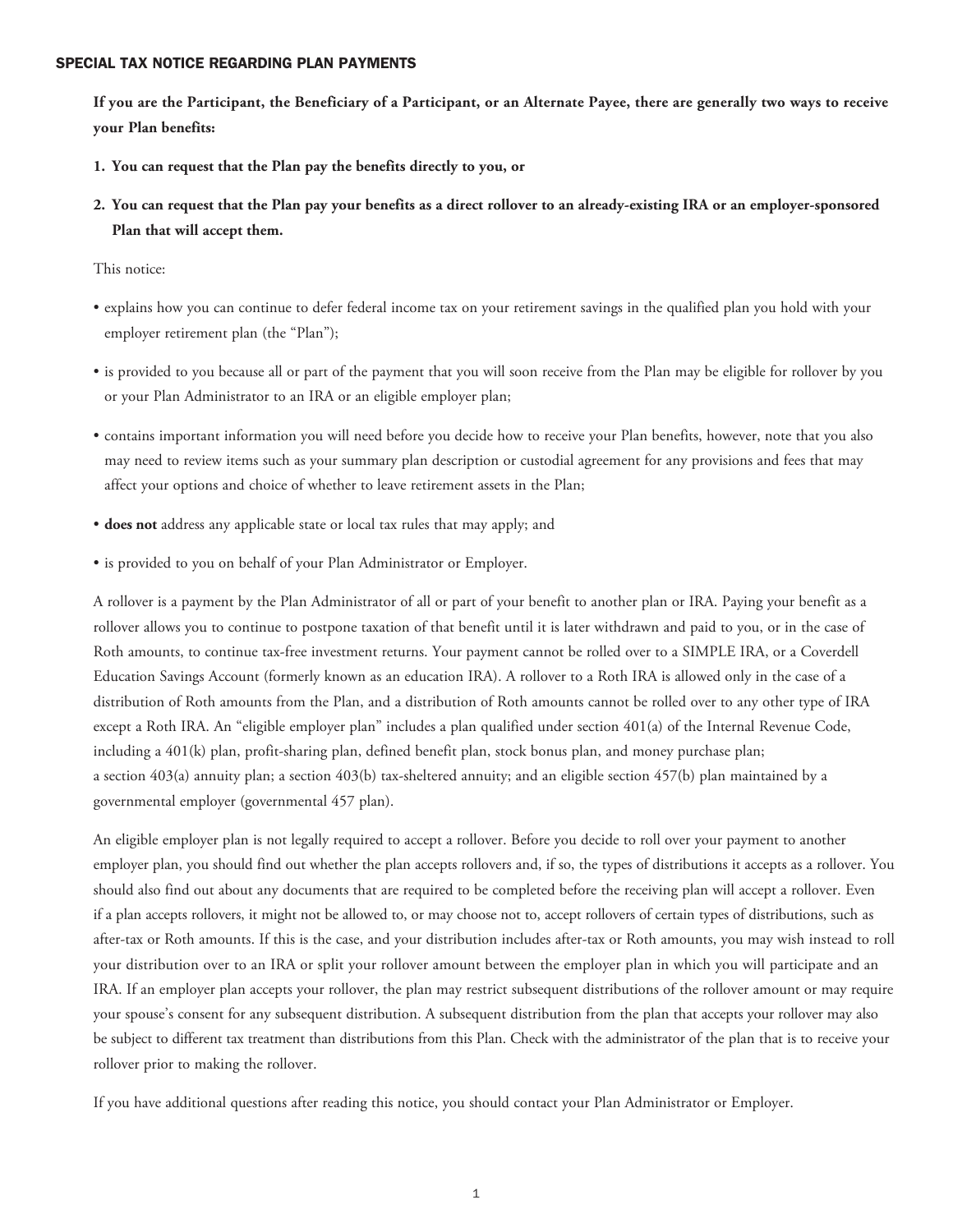## SPECIAL TAX NOTICE REGARDING PLAN PAYMENTS

**If you are the Participant, the Beneficiary of a Participant, or an Alternate Payee, there are generally two ways to receive your Plan benefits:**

1. **You can request that the Plan pay the benefits directly to you, or**
2. **You can request that the Plan pay your benefits as a direct rollover to an already-existing IRA or an employer-sponsored Plan that will accept them.**

This notice:

- explains how you can continue to defer federal income tax on your retirement savings in the qualified plan you hold with your employer retirement plan (the "Plan");
- is provided to you because all or part of the payment that you will soon receive from the Plan may be eligible for rollover by you or your Plan Administrator to an IRA or an eligible employer plan;
- contains important information you will need before you decide how to receive your Plan benefits, however, note that you also may need to review items such as your summary plan description or custodial agreement for any provisions and fees that may affect your options and choice of whether to leave retirement assets in the Plan;
- **does not** address any applicable state or local tax rules that may apply; and
- is provided to you on behalf of your Plan Administrator or Employer.

A rollover is a payment by the Plan Administrator of all or part of your benefit to another plan or IRA. Paying your benefit as a rollover allows you to continue to postpone taxation of that benefit until it is later withdrawn and paid to you, or in the case of Roth amounts, to continue tax-free investment returns. Your payment cannot be rolled over to a SIMPLE IRA, or a Coverdell Education Savings Account (formerly known as an education IRA). A rollover to a Roth IRA is allowed only in the case of a distribution of Roth amounts from the Plan, and a distribution of Roth amounts cannot be rolled over to any other type of IRA except a Roth IRA. An "eligible employer plan" includes a plan qualified under section 401(a) of the Internal Revenue Code, including a 401(k) plan, profit-sharing plan, defined benefit plan, stock bonus plan, and money purchase plan; a section 403(a) annuity plan; a section 403(b) tax-sheltered annuity; and an eligible section 457(b) plan maintained by a governmental employer (governmental 457 plan).

An eligible employer plan is not legally required to accept a rollover. Before you decide to roll over your payment to another employer plan, you should find out whether the plan accepts rollovers and, if so, the types of distributions it accepts as a rollover. You should also find out about any documents that are required to be completed before the receiving plan will accept a rollover. Even if a plan accepts rollovers, it might not be allowed to, or may choose not to, accept rollovers of certain types of distributions, such as after-tax or Roth amounts. If this is the case, and your distribution includes after-tax or Roth amounts, you may wish instead to roll your distribution over to an IRA or split your rollover amount between the employer plan in which you will participate and an IRA. If an employer plan accepts your rollover, the plan may restrict subsequent distributions of the rollover amount or may require your spouse's consent for any subsequent distribution. A subsequent distribution from the plan that accepts your rollover may also be subject to different tax treatment than distributions from this Plan. Check with the administrator of the plan that is to receive your rollover prior to making the rollover.

If you have additional questions after reading this notice, you should contact your Plan Administrator or Employer.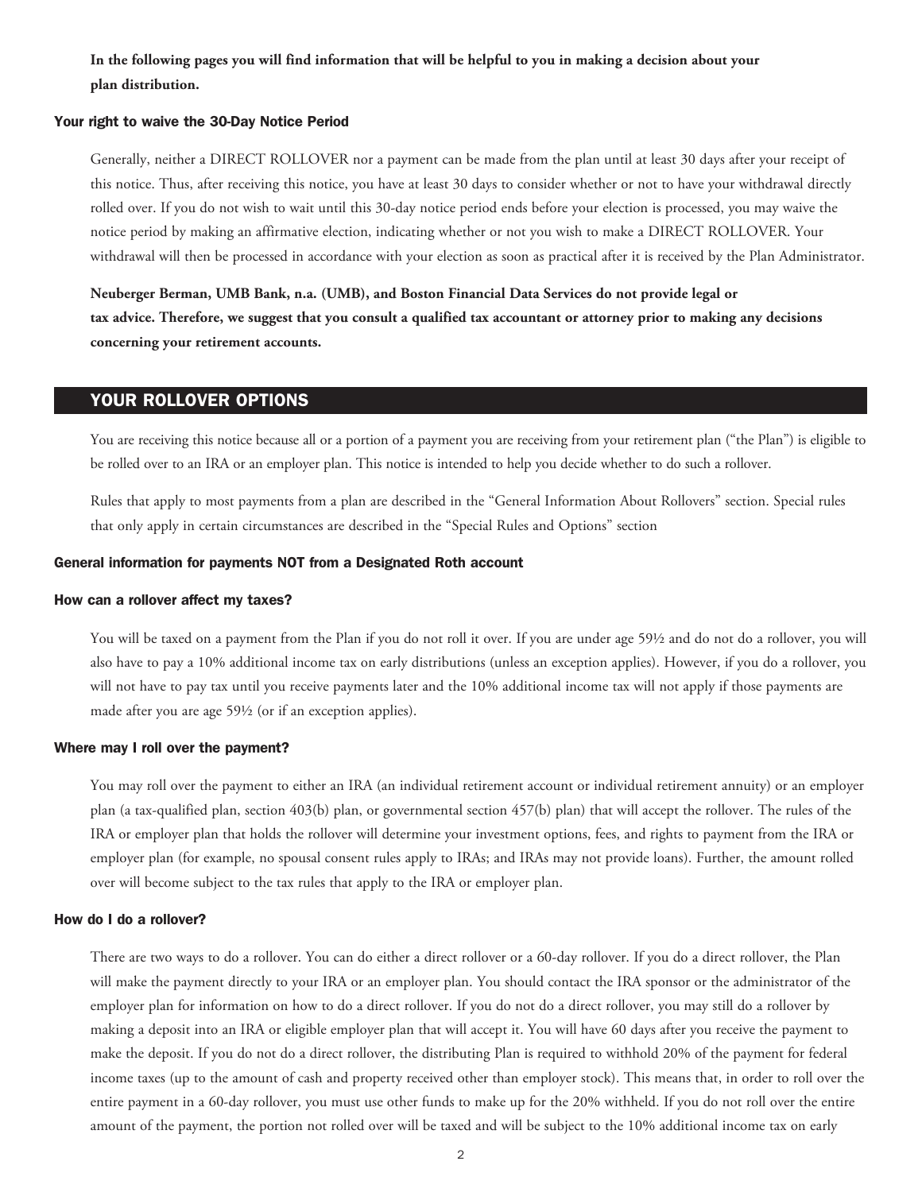**In the following pages you will find information that will be helpful to you in making a decision about your plan distribution.**

### Your right to waive the 30-Day Notice Period

Generally, neither a DIRECT ROLLOVER nor a payment can be made from the plan until at least 30 days after your receipt of this notice. Thus, after receiving this notice, you have at least 30 days to consider whether or not to have your withdrawal directly rolled over. If you do not wish to wait until this 30-day notice period ends before your election is processed, you may waive the notice period by making an affirmative election, indicating whether or not you wish to make a DIRECT ROLLOVER. Your withdrawal will then be processed in accordance with your election as soon as practical after it is received by the Plan Administrator.

**Neuberger Berman, UMB Bank, n.a. (UMB), and Boston Financial Data Services do not provide legal or tax advice. Therefore, we suggest that you consult a qualified tax accountant or attorney prior to making any decisions concerning your retirement accounts.**

## YOUR ROLLOVER OPTIONS

You are receiving this notice because all or a portion of a payment you are receiving from your retirement plan ("the Plan") is eligible to be rolled over to an IRA or an employer plan. This notice is intended to help you decide whether to do such a rollover.

Rules that apply to most payments from a plan are described in the "General Information About Rollovers" section. Special rules that only apply in certain circumstances are described in the "Special Rules and Options" section

### General information for payments NOT from a Designated Roth account

### How can a rollover affect my taxes?

You will be taxed on a payment from the Plan if you do not roll it over. If you are under age 59½ and do not do a rollover, you will also have to pay a 10% additional income tax on early distributions (unless an exception applies). However, if you do a rollover, you will not have to pay tax until you receive payments later and the 10% additional income tax will not apply if those payments are made after you are age 59½ (or if an exception applies).

### Where may I roll over the payment?

You may roll over the payment to either an IRA (an individual retirement account or individual retirement annuity) or an employer plan (a tax-qualified plan, section 403(b) plan, or governmental section 457(b) plan) that will accept the rollover. The rules of the IRA or employer plan that holds the rollover will determine your investment options, fees, and rights to payment from the IRA or employer plan (for example, no spousal consent rules apply to IRAs; and IRAs may not provide loans). Further, the amount rolled over will become subject to the tax rules that apply to the IRA or employer plan.

### How do I do a rollover?

There are two ways to do a rollover. You can do either a direct rollover or a 60-day rollover. If you do a direct rollover, the Plan will make the payment directly to your IRA or an employer plan. You should contact the IRA sponsor or the administrator of the employer plan for information on how to do a direct rollover. If you do not do a direct rollover, you may still do a rollover by making a deposit into an IRA or eligible employer plan that will accept it. You will have 60 days after you receive the payment to make the deposit. If you do not do a direct rollover, the distributing Plan is required to withhold 20% of the payment for federal income taxes (up to the amount of cash and property received other than employer stock). This means that, in order to roll over the entire payment in a 60-day rollover, you must use other funds to make up for the 20% withheld. If you do not roll over the entire amount of the payment, the portion not rolled over will be taxed and will be subject to the 10% additional income tax on early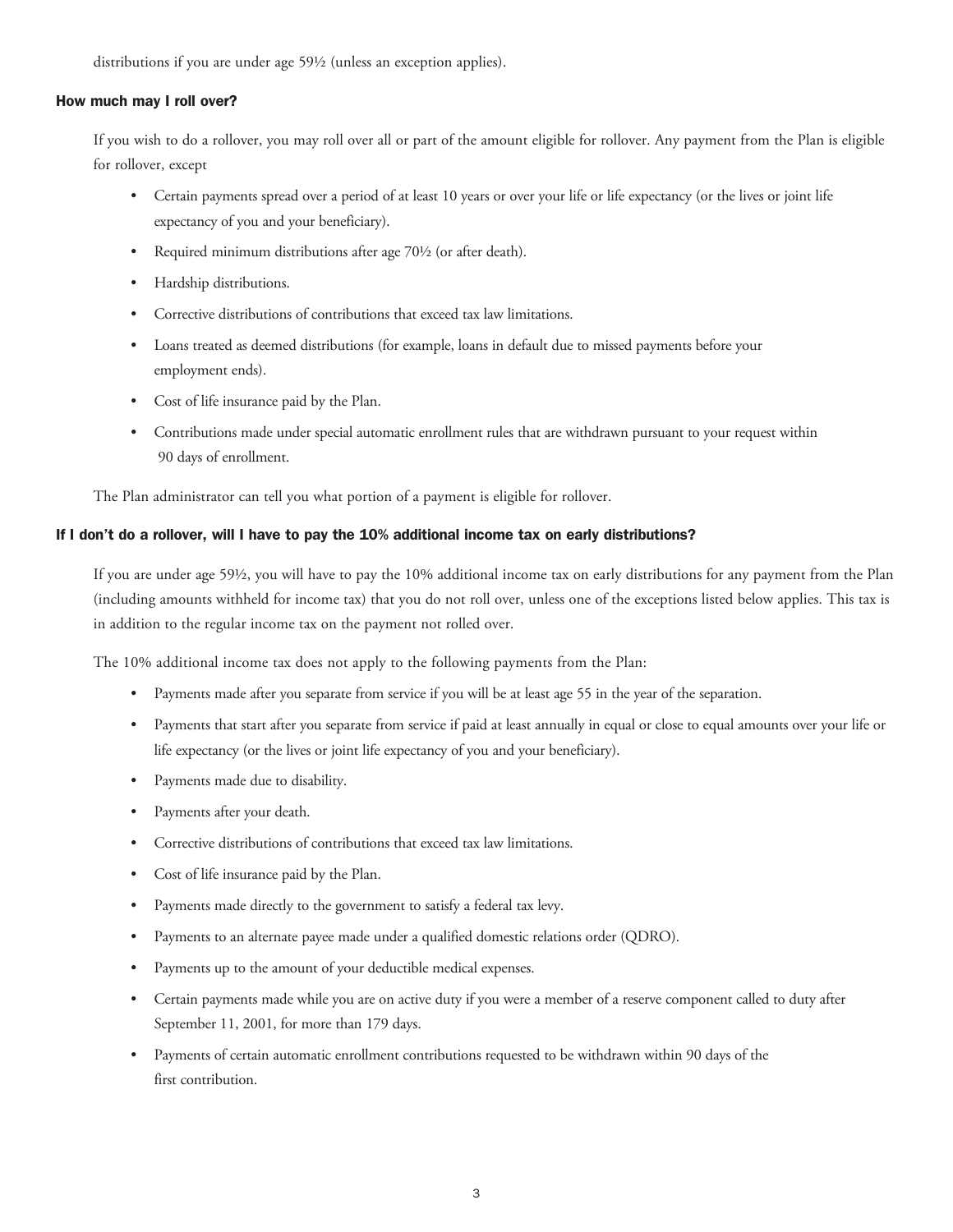distributions if you are under age 59½ (unless an exception applies).

### How much may I roll over?

If you wish to do a rollover, you may roll over all or part of the amount eligible for rollover. Any payment from the Plan is eligible for rollover, except

- Certain payments spread over a period of at least 10 years or over your life or life expectancy (or the lives or joint life expectancy of you and your beneficiary).
- Required minimum distributions after age 70½ (or after death).
- Hardship distributions.
- Corrective distributions of contributions that exceed tax law limitations.
- Loans treated as deemed distributions (for example, loans in default due to missed payments before your employment ends).
- Cost of life insurance paid by the Plan.
- Contributions made under special automatic enrollment rules that are withdrawn pursuant to your request within 90 days of enrollment.

The Plan administrator can tell you what portion of a payment is eligible for rollover.

### If I don't do a rollover, will I have to pay the 10% additional income tax on early distributions?

If you are under age 59½, you will have to pay the 10% additional income tax on early distributions for any payment from the Plan (including amounts withheld for income tax) that you do not roll over, unless one of the exceptions listed below applies. This tax is in addition to the regular income tax on the payment not rolled over.

The 10% additional income tax does not apply to the following payments from the Plan:

- Payments made after you separate from service if you will be at least age 55 in the year of the separation.
- Payments that start after you separate from service if paid at least annually in equal or close to equal amounts over your life or life expectancy (or the lives or joint life expectancy of you and your beneficiary).
- Payments made due to disability.
- Payments after your death.
- Corrective distributions of contributions that exceed tax law limitations.
- Cost of life insurance paid by the Plan.
- Payments made directly to the government to satisfy a federal tax levy.
- Payments to an alternate payee made under a qualified domestic relations order (QDRO).
- Payments up to the amount of your deductible medical expenses.
- Certain payments made while you are on active duty if you were a member of a reserve component called to duty after September 11, 2001, for more than 179 days.
- Payments of certain automatic enrollment contributions requested to be withdrawn within 90 days of the first contribution.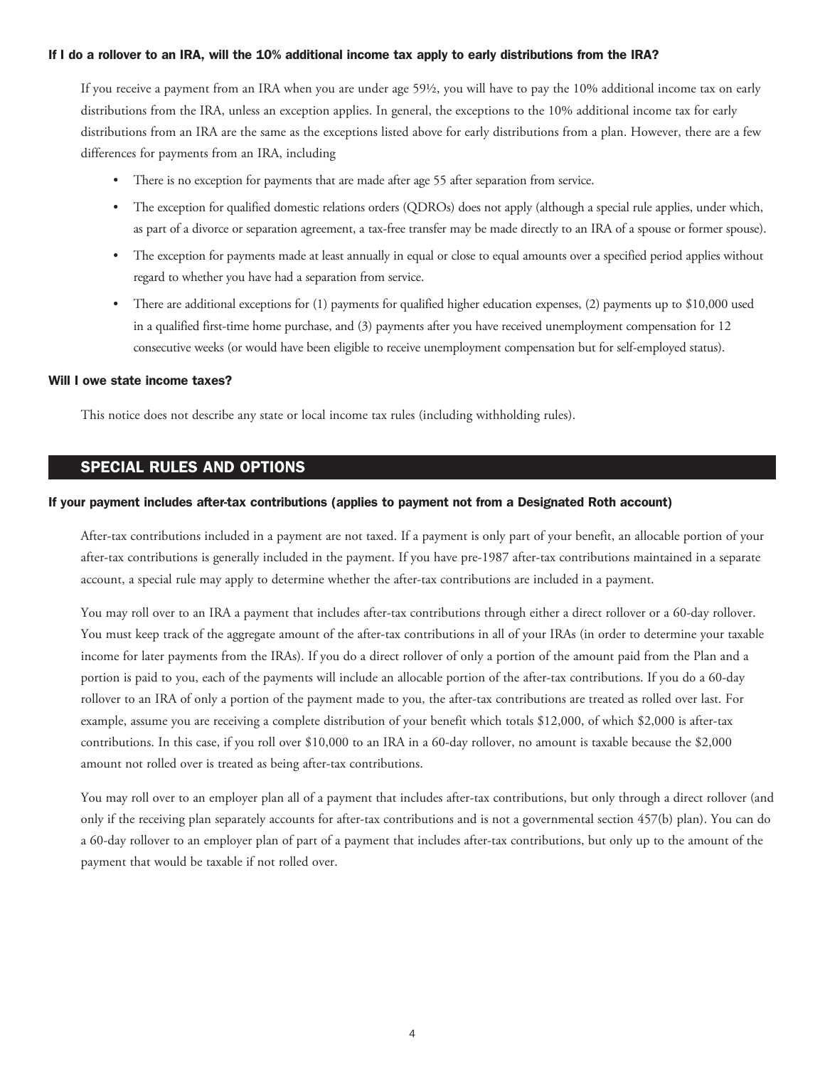#### If I do a rollover to an IRA, will the 10% additional income tax apply to early distributions from the IRA?

If you receive a payment from an IRA when you are under age 59½, you will have to pay the 10% additional income tax on early distributions from the IRA, unless an exception applies. In general, the exceptions to the 10% additional income tax for early distributions from an IRA are the same as the exceptions listed above for early distributions from a plan. However, there are a few differences for payments from an IRA, including

- There is no exception for payments that are made after age 55 after separation from service.
- The exception for qualified domestic relations orders (QDROs) does not apply (although a special rule applies, under which, as part of a divorce or separation agreement, a tax-free transfer may be made directly to an IRA of a spouse or former spouse).
- The exception for payments made at least annually in equal or close to equal amounts over a specified period applies without regard to whether you have had a separation from service.
- There are additional exceptions for (1) payments for qualified higher education expenses, (2) payments up to $10,000 used in a qualified first-time home purchase, and (3) payments after you have received unemployment compensation for 12 consecutive weeks (or would have been eligible to receive unemployment compensation but for self-employed status).

#### Will I owe state income taxes?

This notice does not describe any state or local income tax rules (including withholding rules).

## SPECIAL RULES AND OPTIONS

#### If your payment includes after-tax contributions (applies to payment not from a Designated Roth account)

After-tax contributions included in a payment are not taxed. If a payment is only part of your benefit, an allocable portion of your after-tax contributions is generally included in the payment. If you have pre-1987 after-tax contributions maintained in a separate account, a special rule may apply to determine whether the after-tax contributions are included in a payment.

You may roll over to an IRA a payment that includes after-tax contributions through either a direct rollover or a 60-day rollover. You must keep track of the aggregate amount of the after-tax contributions in all of your IRAs (in order to determine your taxable income for later payments from the IRAs). If you do a direct rollover of only a portion of the amount paid from the Plan and a portion is paid to you, each of the payments will include an allocable portion of the after-tax contributions. If you do a 60-day rollover to an IRA of only a portion of the payment made to you, the after-tax contributions are treated as rolled over last. For example, assume you are receiving a complete distribution of your benefit which totals $12,000, of which $2,000 is after-tax contributions. In this case, if you roll over $10,000 to an IRA in a 60-day rollover, no amount is taxable because the $2,000 amount not rolled over is treated as being after-tax contributions.

You may roll over to an employer plan all of a payment that includes after-tax contributions, but only through a direct rollover (and only if the receiving plan separately accounts for after-tax contributions and is not a governmental section 457(b) plan). You can do a 60-day rollover to an employer plan of part of a payment that includes after-tax contributions, but only up to the amount of the payment that would be taxable if not rolled over.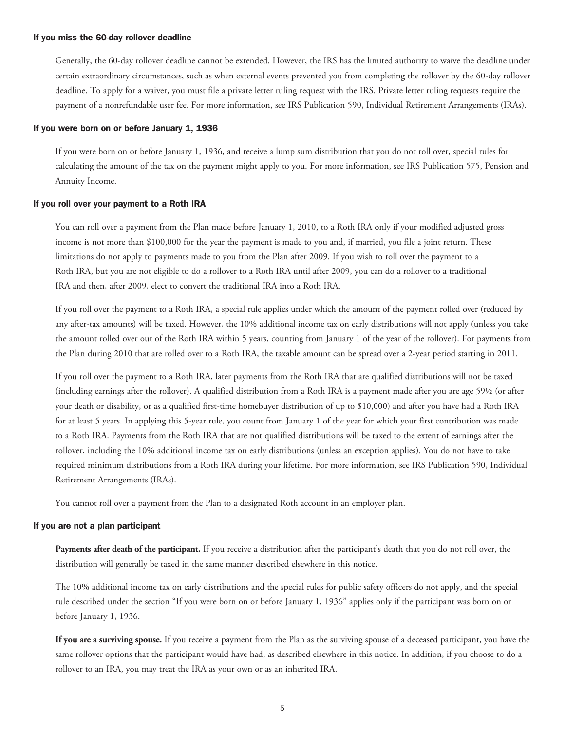### If you miss the 60-day rollover deadline

Generally, the 60-day rollover deadline cannot be extended. However, the IRS has the limited authority to waive the deadline under certain extraordinary circumstances, such as when external events prevented you from completing the rollover by the 60-day rollover deadline. To apply for a waiver, you must file a private letter ruling request with the IRS. Private letter ruling requests require the payment of a nonrefundable user fee. For more information, see IRS Publication 590, Individual Retirement Arrangements (IRAs).

### If you were born on or before January 1, 1936

If you were born on or before January 1, 1936, and receive a lump sum distribution that you do not roll over, special rules for calculating the amount of the tax on the payment might apply to you. For more information, see IRS Publication 575, Pension and Annuity Income.

### If you roll over your payment to a Roth IRA

You can roll over a payment from the Plan made before January 1, 2010, to a Roth IRA only if your modified adjusted gross income is not more than $100,000 for the year the payment is made to you and, if married, you file a joint return. These limitations do not apply to payments made to you from the Plan after 2009. If you wish to roll over the payment to a Roth IRA, but you are not eligible to do a rollover to a Roth IRA until after 2009, you can do a rollover to a traditional IRA and then, after 2009, elect to convert the traditional IRA into a Roth IRA.

If you roll over the payment to a Roth IRA, a special rule applies under which the amount of the payment rolled over (reduced by any after-tax amounts) will be taxed. However, the 10% additional income tax on early distributions will not apply (unless you take the amount rolled over out of the Roth IRA within 5 years, counting from January 1 of the year of the rollover). For payments from the Plan during 2010 that are rolled over to a Roth IRA, the taxable amount can be spread over a 2-year period starting in 2011.

If you roll over the payment to a Roth IRA, later payments from the Roth IRA that are qualified distributions will not be taxed (including earnings after the rollover). A qualified distribution from a Roth IRA is a payment made after you are age 59½ (or after your death or disability, or as a qualified first-time homebuyer distribution of up to $10,000) and after you have had a Roth IRA for at least 5 years. In applying this 5-year rule, you count from January 1 of the year for which your first contribution was made to a Roth IRA. Payments from the Roth IRA that are not qualified distributions will be taxed to the extent of earnings after the rollover, including the 10% additional income tax on early distributions (unless an exception applies). You do not have to take required minimum distributions from a Roth IRA during your lifetime. For more information, see IRS Publication 590, Individual Retirement Arrangements (IRAs).

You cannot roll over a payment from the Plan to a designated Roth account in an employer plan.

### If you are not a plan participant

**Payments after death of the participant.** If you receive a distribution after the participant's death that you do not roll over, the distribution will generally be taxed in the same manner described elsewhere in this notice.

The 10% additional income tax on early distributions and the special rules for public safety officers do not apply, and the special rule described under the section "If you were born on or before January 1, 1936" applies only if the participant was born on or before January 1, 1936.

**If you are a surviving spouse.** If you receive a payment from the Plan as the surviving spouse of a deceased participant, you have the same rollover options that the participant would have had, as described elsewhere in this notice. In addition, if you choose to do a rollover to an IRA, you may treat the IRA as your own or as an inherited IRA.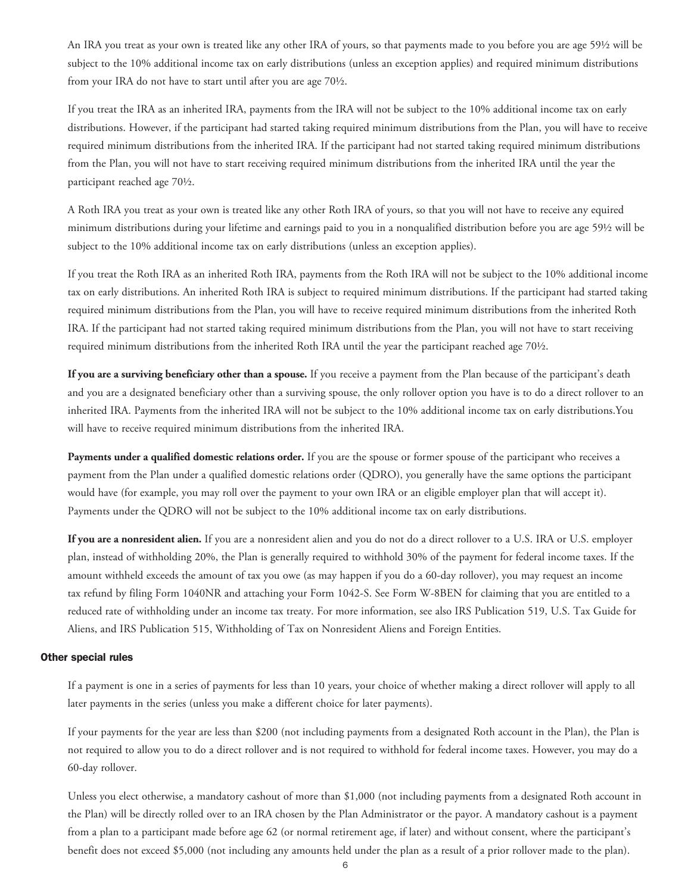An IRA you treat as your own is treated like any other IRA of yours, so that payments made to you before you are age 59½ will be subject to the 10% additional income tax on early distributions (unless an exception applies) and required minimum distributions from your IRA do not have to start until after you are age 70½.

If you treat the IRA as an inherited IRA, payments from the IRA will not be subject to the 10% additional income tax on early distributions. However, if the participant had started taking required minimum distributions from the Plan, you will have to receive required minimum distributions from the inherited IRA. If the participant had not started taking required minimum distributions from the Plan, you will not have to start receiving required minimum distributions from the inherited IRA until the year the participant reached age 70½.

A Roth IRA you treat as your own is treated like any other Roth IRA of yours, so that you will not have to receive any equired minimum distributions during your lifetime and earnings paid to you in a nonqualified distribution before you are age 59½ will be subject to the 10% additional income tax on early distributions (unless an exception applies).

If you treat the Roth IRA as an inherited Roth IRA, payments from the Roth IRA will not be subject to the 10% additional income tax on early distributions. An inherited Roth IRA is subject to required minimum distributions. If the participant had started taking required minimum distributions from the Plan, you will have to receive required minimum distributions from the inherited Roth IRA. If the participant had not started taking required minimum distributions from the Plan, you will not have to start receiving required minimum distributions from the inherited Roth IRA until the year the participant reached age 70½.

**If you are a surviving beneficiary other than a spouse.** If you receive a payment from the Plan because of the participant's death and you are a designated beneficiary other than a surviving spouse, the only rollover option you have is to do a direct rollover to an inherited IRA. Payments from the inherited IRA will not be subject to the 10% additional income tax on early distributions.You will have to receive required minimum distributions from the inherited IRA.

**Payments under a qualified domestic relations order.** If you are the spouse or former spouse of the participant who receives a payment from the Plan under a qualified domestic relations order (QDRO), you generally have the same options the participant would have (for example, you may roll over the payment to your own IRA or an eligible employer plan that will accept it). Payments under the QDRO will not be subject to the 10% additional income tax on early distributions.

**If you are a nonresident alien.** If you are a nonresident alien and you do not do a direct rollover to a U.S. IRA or U.S. employer plan, instead of withholding 20%, the Plan is generally required to withhold 30% of the payment for federal income taxes. If the amount withheld exceeds the amount of tax you owe (as may happen if you do a 60-day rollover), you may request an income tax refund by filing Form 1040NR and attaching your Form 1042-S. See Form W-8BEN for claiming that you are entitled to a reduced rate of withholding under an income tax treaty. For more information, see also IRS Publication 519, U.S. Tax Guide for Aliens, and IRS Publication 515, Withholding of Tax on Nonresident Aliens and Foreign Entities.

### Other special rules

If a payment is one in a series of payments for less than 10 years, your choice of whether making a direct rollover will apply to all later payments in the series (unless you make a different choice for later payments).

If your payments for the year are less than $200 (not including payments from a designated Roth account in the Plan), the Plan is not required to allow you to do a direct rollover and is not required to withhold for federal income taxes. However, you may do a 60-day rollover.

Unless you elect otherwise, a mandatory cashout of more than $1,000 (not including payments from a designated Roth account in the Plan) will be directly rolled over to an IRA chosen by the Plan Administrator or the payor. A mandatory cashout is a payment from a plan to a participant made before age 62 (or normal retirement age, if later) and without consent, where the participant's benefit does not exceed $5,000 (not including any amounts held under the plan as a result of a prior rollover made to the plan).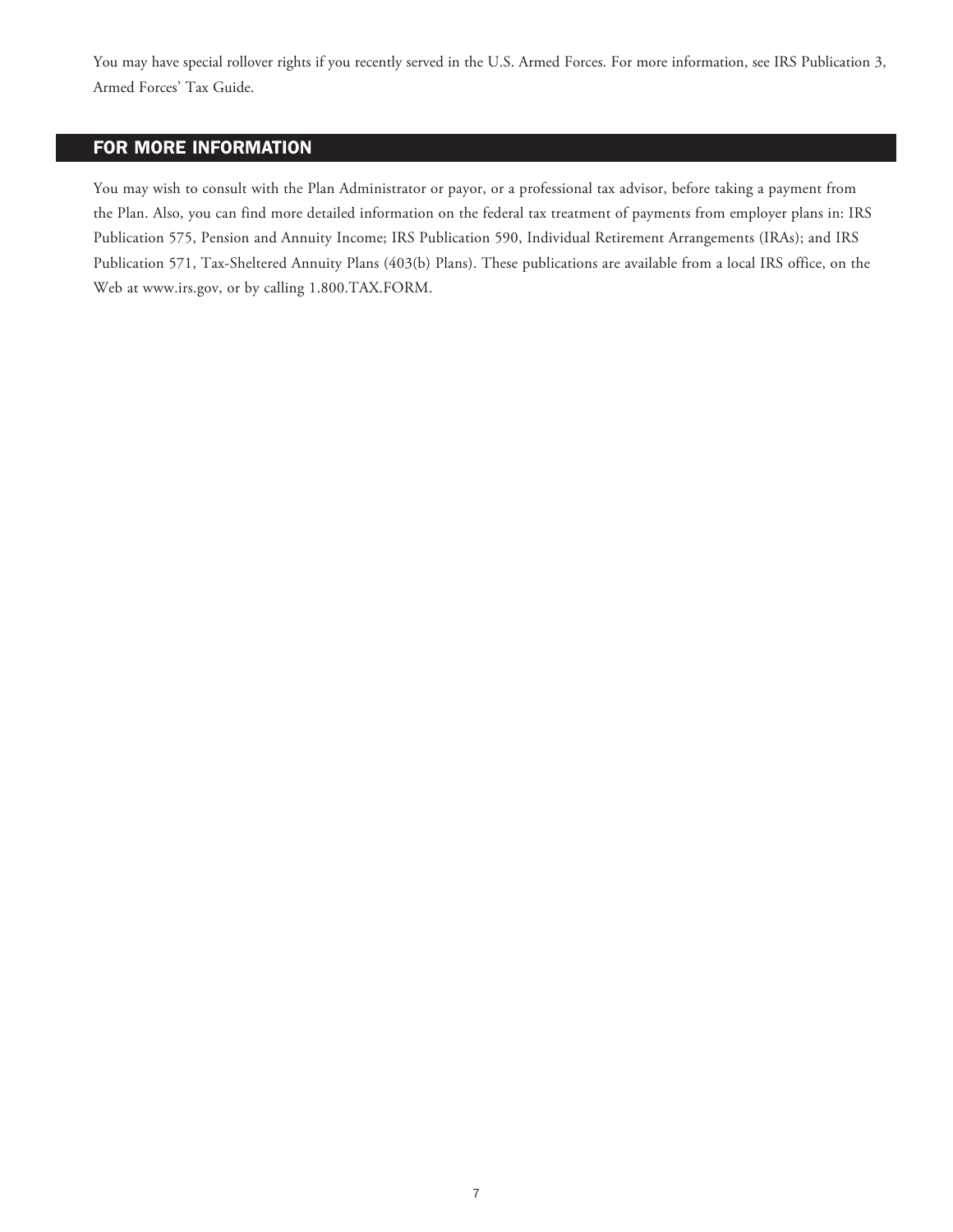You may have special rollover rights if you recently served in the U.S. Armed Forces. For more information, see IRS Publication 3, Armed Forces' Tax Guide.

## FOR MORE INFORMATION

You may wish to consult with the Plan Administrator or payor, or a professional tax advisor, before taking a payment from the Plan. Also, you can find more detailed information on the federal tax treatment of payments from employer plans in: IRS Publication 575, Pension and Annuity Income; IRS Publication 590, Individual Retirement Arrangements (IRAs); and IRS Publication 571, Tax-Sheltered Annuity Plans (403(b) Plans). These publications are available from a local IRS office, on the Web at www.irs.gov, or by calling 1.800.TAX.FORM.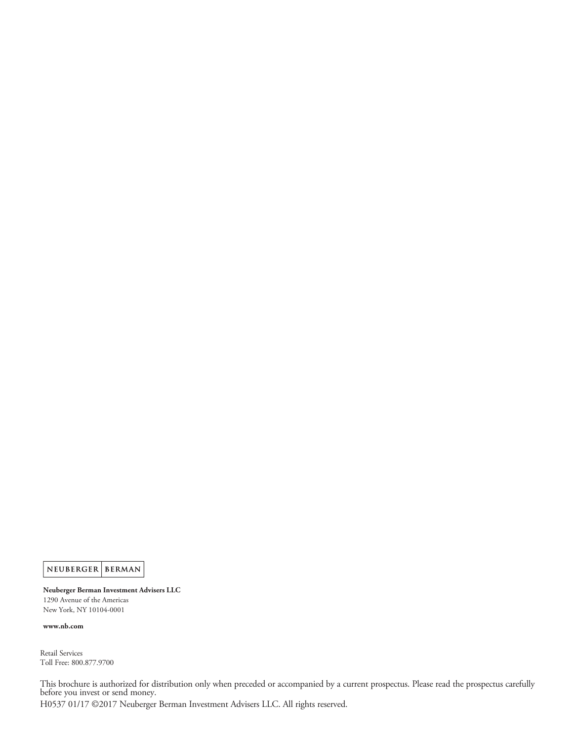NEUBERGER | BERMAN

**Neuberger Berman Investment Advisers LLC**
1290 Avenue of the Americas
New York, NY 10104-0001

**www.nb.com**

Retail Services
Toll Free: 800.877.9700

This brochure is authorized for distribution only when preceded or accompanied by a current prospectus. Please read the prospectus carefully before you invest or send money.

H0537 01/17 ©2017 Neuberger Berman Investment Advisers LLC. All rights reserved.